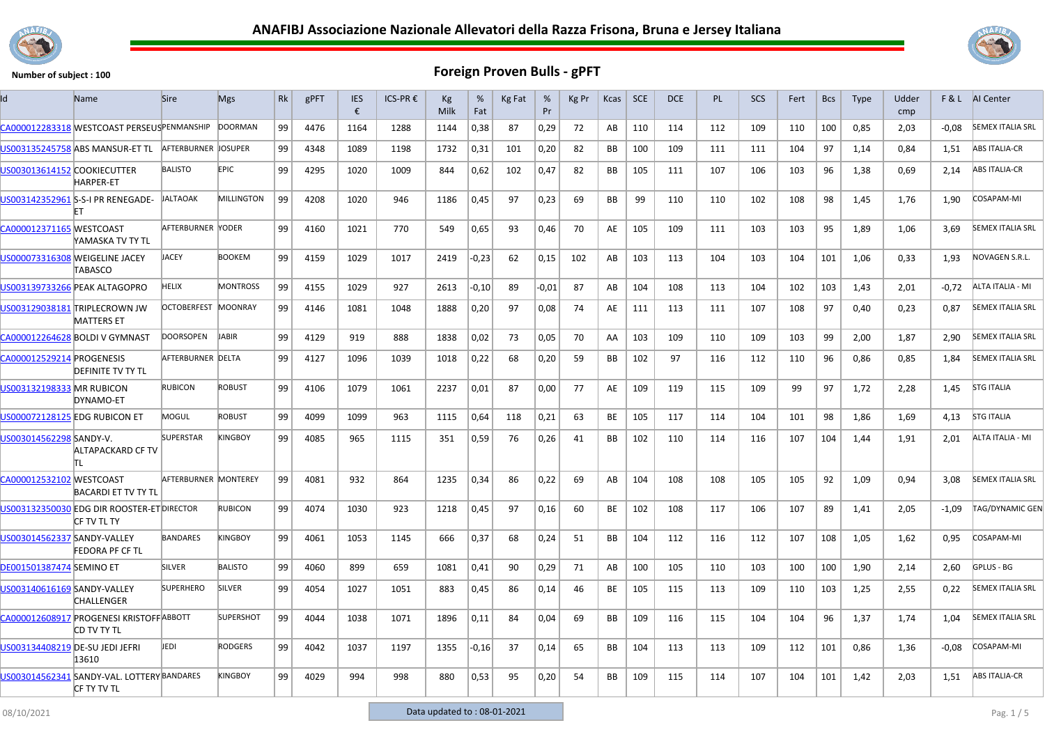# ANAFIBJ Associazione Nazionale Allevatori della Razza Frisona, Bruna e Jersey Italiana

**Number of subject : 100**

## Foreign Proven Bulls - gPFT

| Id | Name | Sire | Mgs | Rk | gPFT | IES € | ICS-PR € | Kg Milk | % Fat | Kg Fat | % Pr | Kg Pr | Kcas | SCE | DCE | PL | SCS | Fert | Bcs | Type | Udder cmp | F & L | AI Center |
|---|---|---|---|---|---|---|---|---|---|---|---|---|---|---|---|---|---|---|---|---|---|---|---|
| CA000012283318 | WESTCOAST PERSEUS | PENMANSHIP | DOORMAN | 99 | 4476 | 1164 | 1288 | 1144 | 0,38 | 87 | 0,29 | 72 | AB | 110 | 114 | 112 | 109 | 110 | 100 | 0,85 | 2,03 | -0,08 | SEMEX ITALIA SRL |
| US003135245758 | ABS MANSUR-ET TL | AFTERBURNER | JOSUPER | 99 | 4348 | 1089 | 1198 | 1732 | 0,31 | 101 | 0,20 | 82 | BB | 100 | 109 | 111 | 111 | 104 | 97 | 1,14 | 0,84 | 1,51 | ABS ITALIA-CR |
| US003013614152 | COOKIECUTTER HARPER-ET | BALISTO | EPIC | 99 | 4295 | 1020 | 1009 | 844 | 0,62 | 102 | 0,47 | 82 | BB | 105 | 111 | 107 | 106 | 103 | 96 | 1,38 | 0,69 | 2,14 | ABS ITALIA-CR |
| US003142352961 | S-S-I PR RENEGADE-ET | JALTAOAK | MILLINGTON | 99 | 4208 | 1020 | 946 | 1186 | 0,45 | 97 | 0,23 | 69 | BB | 99 | 110 | 110 | 102 | 108 | 98 | 1,45 | 1,76 | 1,90 | COSAPAM-MI |
| CA000012371165 | WESTCOAST YAMASKA TV TY TL | AFTERBURNER | YODER | 99 | 4160 | 1021 | 770 | 549 | 0,65 | 93 | 0,46 | 70 | AE | 105 | 109 | 111 | 103 | 103 | 95 | 1,89 | 1,06 | 3,69 | SEMEX ITALIA SRL |
| US000073316308 | WEIGELINE JACEY TABASCO | JACEY | BOOKEM | 99 | 4159 | 1029 | 1017 | 2419 | -0,23 | 62 | 0,15 | 102 | AB | 103 | 113 | 104 | 103 | 104 | 101 | 1,06 | 0,33 | 1,93 | NOVAGEN S.R.L. |
| US003139733266 | PEAK ALTAGOPRO | HELIX | MONTROSS | 99 | 4155 | 1029 | 927 | 2613 | -0,10 | 89 | -0,01 | 87 | AB | 104 | 108 | 113 | 104 | 102 | 103 | 1,43 | 2,01 | -0,72 | ALTA ITALIA - MI |
| US003129038181 | TRIPLECROWN JW MATTERS ET | OCTOBERFEST | MOONRAY | 99 | 4146 | 1081 | 1048 | 1888 | 0,20 | 97 | 0,08 | 74 | AE | 111 | 113 | 111 | 107 | 108 | 97 | 0,40 | 0,23 | 0,87 | SEMEX ITALIA SRL |
| CA000012264628 | BOLDI V GYMNAST | DOORSOPEN | JABIR | 99 | 4129 | 919 | 888 | 1838 | 0,02 | 73 | 0,05 | 70 | AA | 103 | 109 | 110 | 109 | 103 | 99 | 2,00 | 1,87 | 2,90 | SEMEX ITALIA SRL |
| CA000012529214 | PROGENESIS DEFINITE TV TY TL | AFTERBURNER | DELTA | 99 | 4127 | 1096 | 1039 | 1018 | 0,22 | 68 | 0,20 | 59 | BB | 102 | 97 | 116 | 112 | 110 | 96 | 0,86 | 0,85 | 1,84 | SEMEX ITALIA SRL |
| US003132198333 | MR RUBICON DYNAMO-ET | RUBICON | ROBUST | 99 | 4106 | 1079 | 1061 | 2237 | 0,01 | 87 | 0,00 | 77 | AE | 109 | 119 | 115 | 109 | 99 | 97 | 1,72 | 2,28 | 1,45 | STG ITALIA |
| US000072128125 | EDG RUBICON ET | MOGUL | ROBUST | 99 | 4099 | 1099 | 963 | 1115 | 0,64 | 118 | 0,21 | 63 | BE | 105 | 117 | 114 | 104 | 101 | 98 | 1,86 | 1,69 | 4,13 | STG ITALIA |
| US003014562298 | SANDY-V. ALTAPACKARD CF TV TL | SUPERSTAR | KINGBOY | 99 | 4085 | 965 | 1115 | 351 | 0,59 | 76 | 0,26 | 41 | BB | 102 | 110 | 114 | 116 | 107 | 104 | 1,44 | 1,91 | 2,01 | ALTA ITALIA - MI |
| CA000012532102 | WESTCOAST BACARDI ET TV TY TL | AFTERBURNER | MONTEREY | 99 | 4081 | 932 | 864 | 1235 | 0,34 | 86 | 0,22 | 69 | AB | 104 | 108 | 108 | 105 | 105 | 92 | 1,09 | 0,94 | 3,08 | SEMEX ITALIA SRL |
| US003132350030 | EDG DIR ROOSTER-ET CF TV TL TY | DIRECTOR | RUBICON | 99 | 4074 | 1030 | 923 | 1218 | 0,45 | 97 | 0,16 | 60 | BE | 102 | 108 | 117 | 106 | 107 | 89 | 1,41 | 2,05 | -1,09 | TAG/DYNAMIC GEN |
| US003014562337 | SANDY-VALLEY FEDORA PF CF TL | BANDARES | KINGBOY | 99 | 4061 | 1053 | 1145 | 666 | 0,37 | 68 | 0,24 | 51 | BB | 104 | 112 | 116 | 112 | 107 | 108 | 1,05 | 1,62 | 0,95 | COSAPAM-MI |
| DE001501387474 | SEMINO ET | SILVER | BALISTO | 99 | 4060 | 899 | 659 | 1081 | 0,41 | 90 | 0,29 | 71 | AB | 100 | 105 | 110 | 103 | 100 | 100 | 1,90 | 2,14 | 2,60 | GPLUS - BG |
| US003140616169 | SANDY-VALLEY CHALLENGER | SUPERHERO | SILVER | 99 | 4054 | 1027 | 1051 | 883 | 0,45 | 86 | 0,14 | 46 | BE | 105 | 115 | 113 | 109 | 110 | 103 | 1,25 | 2,55 | 0,22 | SEMEX ITALIA SRL |
| CA000012608917 | PROGENESI KRISTOFF CD TV TY TL | ABBOTT | SUPERSHOT | 99 | 4044 | 1038 | 1071 | 1896 | 0,11 | 84 | 0,04 | 69 | BB | 109 | 116 | 115 | 104 | 104 | 96 | 1,37 | 1,74 | 1,04 | SEMEX ITALIA SRL |
| US003134408219 | DE-SU JEDI JEFRI 13610 | JEDI | RODGERS | 99 | 4042 | 1037 | 1197 | 1355 | -0,16 | 37 | 0,14 | 65 | BB | 104 | 113 | 113 | 109 | 112 | 101 | 0,86 | 1,36 | -0,08 | COSAPAM-MI |
| US003014562341 | SANDY-VAL. LOTTERY CF TY TV TL | BANDARES | KINGBOY | 99 | 4029 | 994 | 998 | 880 | 0,53 | 95 | 0,20 | 54 | BB | 109 | 115 | 114 | 107 | 104 | 101 | 1,42 | 2,03 | 1,51 | ABS ITALIA-CR |

08/10/2021 — Data updated to : 08-01-2021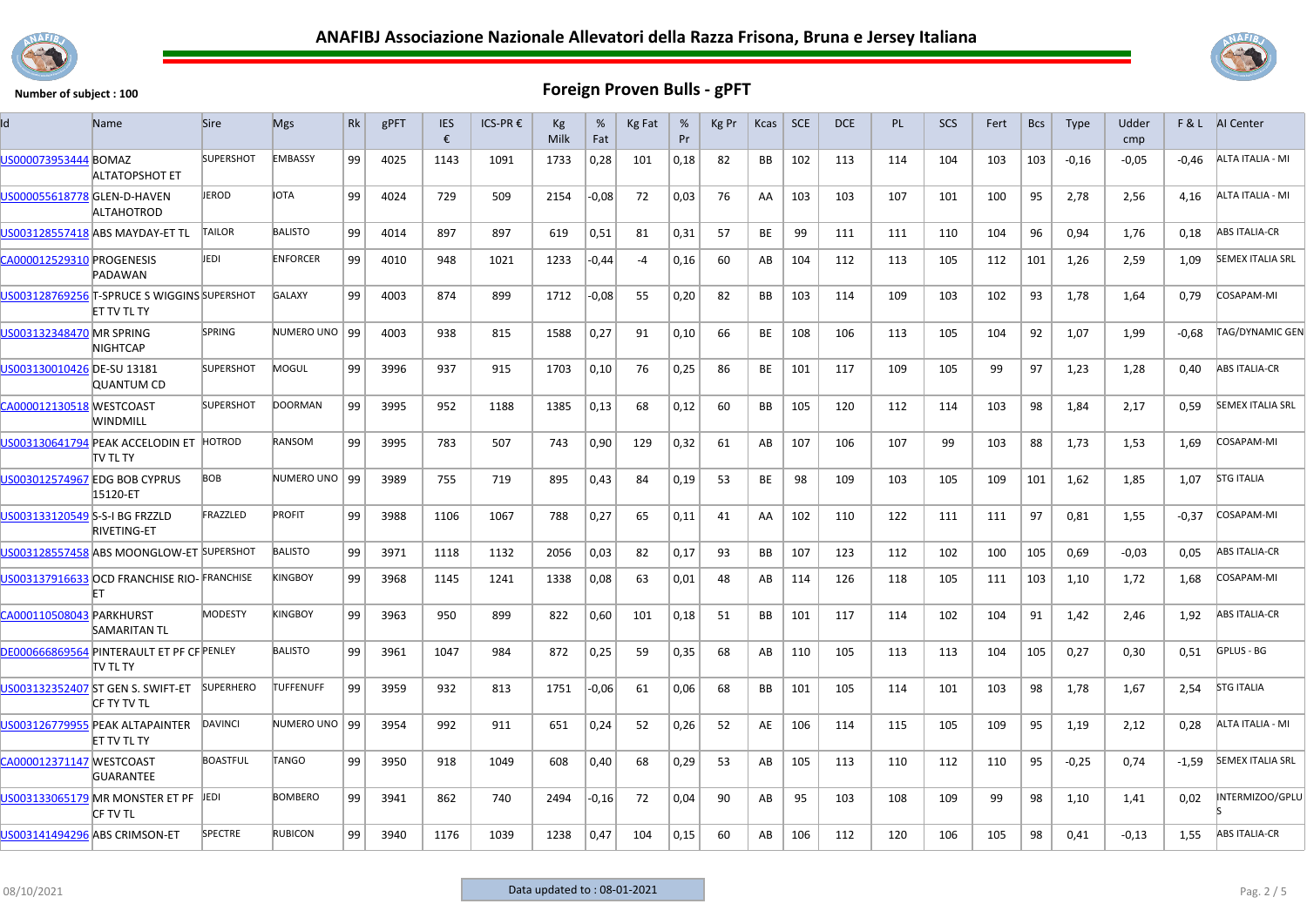# ANAFIBJ Associazione Nazionale Allevatori della Razza Frisona, Bruna e Jersey Italiana

**Number of subject : 100**

## Foreign Proven Bulls - gPFT

| Id | Name | Sire | Mgs | Rk | gPFT | IES € | ICS-PR € | Kg Milk | % Fat | Kg Fat | % Pr | Kg Pr | Kcas | SCE | DCE | PL | SCS | Fert | Bcs | Type | Udder cmp | F & L | AI Center |
|---|---|---|---|---|---|---|---|---|---|---|---|---|---|---|---|---|---|---|---|---|---|---|---|
| US000073953444 | BOMAZ ALTATOPSHOT ET | SUPERSHOT | EMBASSY | 99 | 4025 | 1143 | 1091 | 1733 | 0,28 | 101 | 0,18 | 82 | BB | 102 | 113 | 114 | 104 | 103 | 103 | -0,16 | -0,05 | -0,46 | ALTA ITALIA - MI |
| US000055618778 | GLEN-D-HAVEN ALTAHOTROD | JEROD | IOTA | 99 | 4024 | 729 | 509 | 2154 | -0,08 | 72 | 0,03 | 76 | AA | 103 | 103 | 107 | 101 | 100 | 95 | 2,78 | 2,56 | 4,16 | ALTA ITALIA - MI |
| US003128557418 | ABS MAYDAY-ET TL | TAILOR | BALISTO | 99 | 4014 | 897 | 897 | 619 | 0,51 | 81 | 0,31 | 57 | BE | 99 | 111 | 111 | 110 | 104 | 96 | 0,94 | 1,76 | 0,18 | ABS ITALIA-CR |
| CA000012529310 | PROGENESIS PADAWAN | JEDI | ENFORCER | 99 | 4010 | 948 | 1021 | 1233 | -0,44 | -4 | 0,16 | 60 | AB | 104 | 112 | 113 | 105 | 112 | 101 | 1,26 | 2,59 | 1,09 | SEMEX ITALIA SRL |
| US003128769256 | T-SPRUCE S WIGGINS ET TV TL TY | SUPERSHOT | GALAXY | 99 | 4003 | 874 | 899 | 1712 | -0,08 | 55 | 0,20 | 82 | BB | 103 | 114 | 109 | 103 | 102 | 93 | 1,78 | 1,64 | 0,79 | COSAPAM-MI |
| US003132348470 | MR SPRING NIGHTCAP | SPRING | NUMERO UNO | 99 | 4003 | 938 | 815 | 1588 | 0,27 | 91 | 0,10 | 66 | BE | 108 | 106 | 113 | 105 | 104 | 92 | 1,07 | 1,99 | -0,68 | TAG/DYNAMIC GEN |
| US003130010426 | DE-SU 13181 QUANTUM CD | SUPERSHOT | MOGUL | 99 | 3996 | 937 | 915 | 1703 | 0,10 | 76 | 0,25 | 86 | BE | 101 | 117 | 109 | 105 | 99 | 97 | 1,23 | 1,28 | 0,40 | ABS ITALIA-CR |
| CA000012130518 | WESTCOAST WINDMILL | SUPERSHOT | DOORMAN | 99 | 3995 | 952 | 1188 | 1385 | 0,13 | 68 | 0,12 | 60 | BB | 105 | 120 | 112 | 114 | 103 | 98 | 1,84 | 2,17 | 0,59 | SEMEX ITALIA SRL |
| US003130641794 | PEAK ACCELODIN ET TV TL TY | HOTROD | RANSOM | 99 | 3995 | 783 | 507 | 743 | 0,90 | 129 | 0,32 | 61 | AB | 107 | 106 | 107 | 99 | 103 | 88 | 1,73 | 1,53 | 1,69 | COSAPAM-MI |
| US003012574967 | EDG BOB CYPRUS 15120-ET | BOB | NUMERO UNO | 99 | 3989 | 755 | 719 | 895 | 0,43 | 84 | 0,19 | 53 | BE | 98 | 109 | 103 | 105 | 109 | 101 | 1,62 | 1,85 | 1,07 | STG ITALIA |
| US003133120549 | S-S-I BG FRZZLD RIVETING-ET | FRAZZLED | PROFIT | 99 | 3988 | 1106 | 1067 | 788 | 0,27 | 65 | 0,11 | 41 | AA | 102 | 110 | 122 | 111 | 111 | 97 | 0,81 | 1,55 | -0,37 | COSAPAM-MI |
| US003128557458 | ABS MOONGLOW-ET | SUPERSHOT | BALISTO | 99 | 3971 | 1118 | 1132 | 2056 | 0,03 | 82 | 0,17 | 93 | BB | 107 | 123 | 112 | 102 | 100 | 105 | 0,69 | -0,03 | 0,05 | ABS ITALIA-CR |
| US003137916633 | OCD FRANCHISE RIO-ET | FRANCHISE | KINGBOY | 99 | 3968 | 1145 | 1241 | 1338 | 0,08 | 63 | 0,01 | 48 | AB | 114 | 126 | 118 | 105 | 111 | 103 | 1,10 | 1,72 | 1,68 | COSAPAM-MI |
| CA000110508043 | PARKHURST SAMARITAN TL | MODESTY | KINGBOY | 99 | 3963 | 950 | 899 | 822 | 0,60 | 101 | 0,18 | 51 | BB | 101 | 117 | 114 | 102 | 104 | 91 | 1,42 | 2,46 | 1,92 | ABS ITALIA-CR |
| DE000666869564 | PINTERAULT ET PF CF TV TL TY | PENLEY | BALISTO | 99 | 3961 | 1047 | 984 | 872 | 0,25 | 59 | 0,35 | 68 | AB | 110 | 105 | 113 | 113 | 104 | 105 | 0,27 | 0,30 | 0,51 | GPLUS - BG |
| US003132352407 | ST GEN S. SWIFT-ET CF TY TV TL | SUPERHERO | TUFFENUFF | 99 | 3959 | 932 | 813 | 1751 | -0,06 | 61 | 0,06 | 68 | BB | 101 | 105 | 114 | 101 | 103 | 98 | 1,78 | 1,67 | 2,54 | STG ITALIA |
| US003126779955 | PEAK ALTAPAINTER ET TV TL TY | DAVINCI | NUMERO UNO | 99 | 3954 | 992 | 911 | 651 | 0,24 | 52 | 0,26 | 52 | AE | 106 | 114 | 115 | 105 | 109 | 95 | 1,19 | 2,12 | 0,28 | ALTA ITALIA - MI |
| CA000012371147 | WESTCOAST GUARANTEE | BOASTFUL | TANGO | 99 | 3950 | 918 | 1049 | 608 | 0,40 | 68 | 0,29 | 53 | AB | 105 | 113 | 110 | 112 | 110 | 95 | -0,25 | 0,74 | -1,59 | SEMEX ITALIA SRL |
| US003133065179 | MR MONSTER ET PF CF TV TL | JEDI | BOMBERO | 99 | 3941 | 862 | 740 | 2494 | -0,16 | 72 | 0,04 | 90 | AB | 95 | 103 | 108 | 109 | 99 | 98 | 1,10 | 1,41 | 0,02 | INTERMIZOO/GPLUS |
| US003141494296 | ABS CRIMSON-ET | SPECTRE | RUBICON | 99 | 3940 | 1176 | 1039 | 1238 | 0,47 | 104 | 0,15 | 60 | AB | 106 | 112 | 120 | 106 | 105 | 98 | 0,41 | -0,13 | 1,55 | ABS ITALIA-CR |

08/10/2021 — Data updated to : 08-01-2021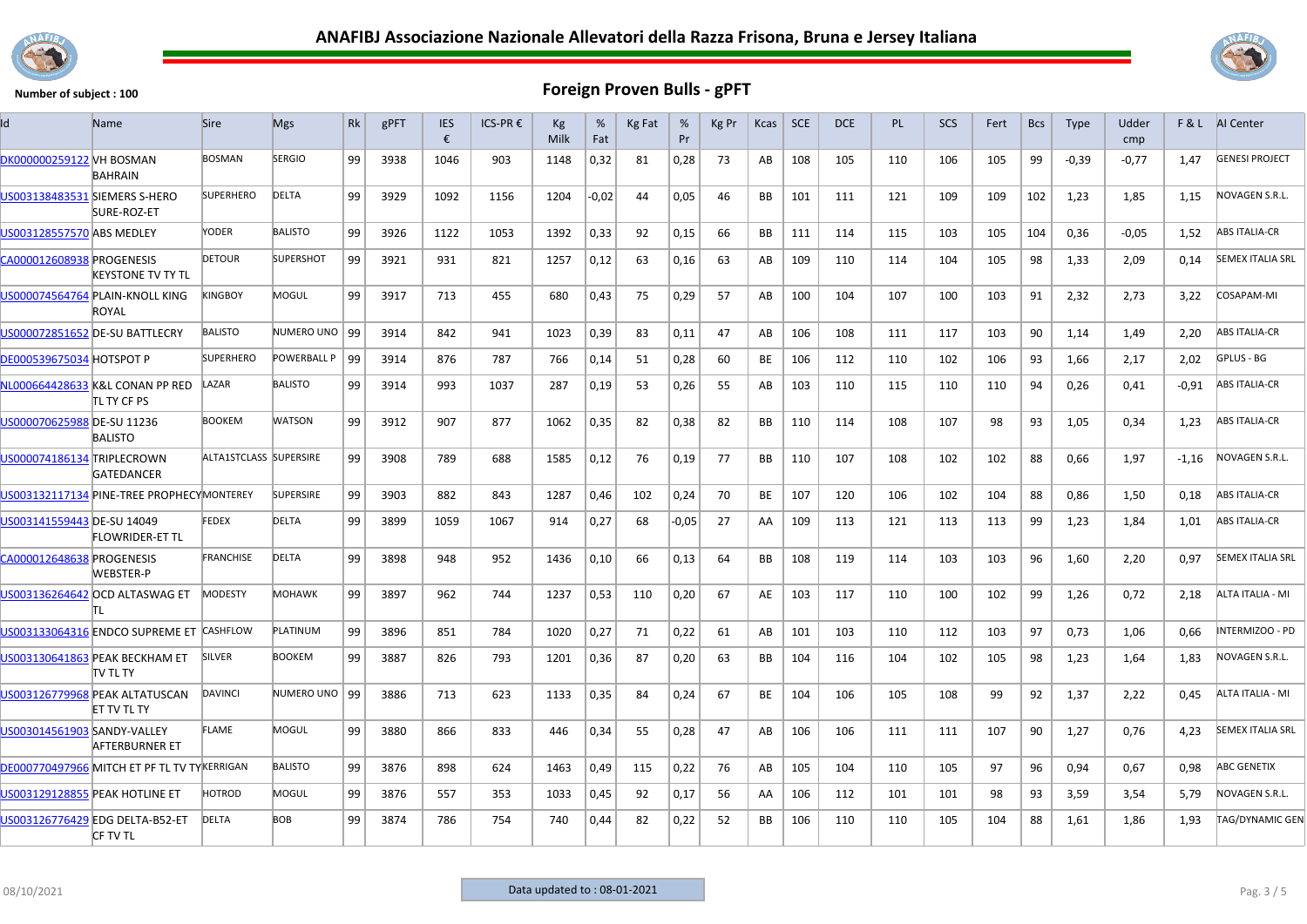# ANAFIBJ Associazione Nazionale Allevatori della Razza Frisona, Bruna e Jersey Italiana

**Number of subject : 100**

## Foreign Proven Bulls - gPFT

| Id | Name | Sire | Mgs | Rk | gPFT | IES € | ICS-PR € | Kg Milk | % Fat | Kg Fat | % Pr | Kg Pr | Kcas | SCE | DCE | PL | SCS | Fert | Bcs | Type | Udder cmp | F & L | AI Center |
|---|---|---|---|---|---|---|---|---|---|---|---|---|---|---|---|---|---|---|---|---|---|---|---|
| DK000000259122 | VH BOSMAN BAHRAIN | BOSMAN | SERGIO | 99 | 3938 | 1046 | 903 | 1148 | 0,32 | 81 | 0,28 | 73 | AB | 108 | 105 | 110 | 106 | 105 | 99 | -0,39 | -0,77 | 1,47 | GENESI PROJECT |
| US003138483531 | SIEMERS S-HERO SURE-ROZ-ET | SUPERHERO | DELTA | 99 | 3929 | 1092 | 1156 | 1204 | -0,02 | 44 | 0,05 | 46 | BB | 101 | 111 | 121 | 109 | 109 | 102 | 1,23 | 1,85 | 1,15 | NOVAGEN S.R.L. |
| US003128557570 | ABS MEDLEY | YODER | BALISTO | 99 | 3926 | 1122 | 1053 | 1392 | 0,33 | 92 | 0,15 | 66 | BB | 111 | 114 | 115 | 103 | 105 | 104 | 0,36 | -0,05 | 1,52 | ABS ITALIA-CR |
| CA000012608938 | PROGENESIS KEYSTONE TV TY TL | DETOUR | SUPERSHOT | 99 | 3921 | 931 | 821 | 1257 | 0,12 | 63 | 0,16 | 63 | AB | 109 | 110 | 114 | 104 | 105 | 98 | 1,33 | 2,09 | 0,14 | SEMEX ITALIA SRL |
| US000074564764 | PLAIN-KNOLL KING ROYAL | KINGBOY | MOGUL | 99 | 3917 | 713 | 455 | 680 | 0,43 | 75 | 0,29 | 57 | AB | 100 | 104 | 107 | 100 | 103 | 91 | 2,32 | 2,73 | 3,22 | COSAPAM-MI |
| US000072851652 | DE-SU BATTLECRY | BALISTO | NUMERO UNO | 99 | 3914 | 842 | 941 | 1023 | 0,39 | 83 | 0,11 | 47 | AB | 106 | 108 | 111 | 117 | 103 | 90 | 1,14 | 1,49 | 2,20 | ABS ITALIA-CR |
| DE000539675034 | HOTSPOT P | SUPERHERO | POWERBALL P | 99 | 3914 | 876 | 787 | 766 | 0,14 | 51 | 0,28 | 60 | BE | 106 | 112 | 110 | 102 | 106 | 93 | 1,66 | 2,17 | 2,02 | GPLUS - BG |
| NL000664428633 | K&L CONAN PP RED TL TY CF PS | LAZAR | BALISTO | 99 | 3914 | 993 | 1037 | 287 | 0,19 | 53 | 0,26 | 55 | AB | 103 | 110 | 115 | 110 | 110 | 94 | 0,26 | 0,41 | -0,91 | ABS ITALIA-CR |
| US000070625988 | DE-SU 11236 BALISTO | BOOKEM | WATSON | 99 | 3912 | 907 | 877 | 1062 | 0,35 | 82 | 0,38 | 82 | BB | 110 | 114 | 108 | 107 | 98 | 93 | 1,05 | 0,34 | 1,23 | ABS ITALIA-CR |
| US000074186134 | TRIPLECROWN GATEDANCER | ALTA1STCLASS | SUPERSIRE | 99 | 3908 | 789 | 688 | 1585 | 0,12 | 76 | 0,19 | 77 | BB | 110 | 107 | 108 | 102 | 102 | 88 | 0,66 | 1,97 | -1,16 | NOVAGEN S.R.L. |
| US003132117134 | PINE-TREE PROPHECY | MONTEREY | SUPERSIRE | 99 | 3903 | 882 | 843 | 1287 | 0,46 | 102 | 0,24 | 70 | BE | 107 | 120 | 106 | 102 | 104 | 88 | 0,86 | 1,50 | 0,18 | ABS ITALIA-CR |
| US003141559443 | DE-SU 14049 FLOWRIDER-ET TL | FEDEX | DELTA | 99 | 3899 | 1059 | 1067 | 914 | 0,27 | 68 | -0,05 | 27 | AA | 109 | 113 | 121 | 113 | 113 | 99 | 1,23 | 1,84 | 1,01 | ABS ITALIA-CR |
| CA000012648638 | PROGENESIS WEBSTER-P | FRANCHISE | DELTA | 99 | 3898 | 948 | 952 | 1436 | 0,10 | 66 | 0,13 | 64 | BB | 108 | 119 | 114 | 103 | 103 | 96 | 1,60 | 2,20 | 0,97 | SEMEX ITALIA SRL |
| US003136264642 | OCD ALTASWAG ET TL | MODESTY | MOHAWK | 99 | 3897 | 962 | 744 | 1237 | 0,53 | 110 | 0,20 | 67 | AE | 103 | 117 | 110 | 100 | 102 | 99 | 1,26 | 0,72 | 2,18 | ALTA ITALIA - MI |
| US003133064316 | ENDCO SUPREME ET | CASHFLOW | PLATINUM | 99 | 3896 | 851 | 784 | 1020 | 0,27 | 71 | 0,22 | 61 | AB | 101 | 103 | 110 | 112 | 103 | 97 | 0,73 | 1,06 | 0,66 | INTERMIZOO - PD |
| US003130641863 | PEAK BECKHAM ET TV TL TY | SILVER | BOOKEM | 99 | 3887 | 826 | 793 | 1201 | 0,36 | 87 | 0,20 | 63 | BB | 104 | 116 | 104 | 102 | 105 | 98 | 1,23 | 1,64 | 1,83 | NOVAGEN S.R.L. |
| US003126779968 | PEAK ALTATUSCAN ET TV TL TY | DAVINCI | NUMERO UNO | 99 | 3886 | 713 | 623 | 1133 | 0,35 | 84 | 0,24 | 67 | BE | 104 | 106 | 105 | 108 | 99 | 92 | 1,37 | 2,22 | 0,45 | ALTA ITALIA - MI |
| US003014561903 | SANDY-VALLEY AFTERBURNER ET | FLAME | MOGUL | 99 | 3880 | 866 | 833 | 446 | 0,34 | 55 | 0,28 | 47 | AB | 106 | 106 | 111 | 111 | 107 | 90 | 1,27 | 0,76 | 4,23 | SEMEX ITALIA SRL |
| DE000770497966 | MITCH ET PF TL TV TY | KERRIGAN | BALISTO | 99 | 3876 | 898 | 624 | 1463 | 0,49 | 115 | 0,22 | 76 | AB | 105 | 104 | 110 | 105 | 97 | 96 | 0,94 | 0,67 | 0,98 | ABC GENETIX |
| US003129128855 | PEAK HOTLINE ET | HOTROD | MOGUL | 99 | 3876 | 557 | 353 | 1033 | 0,45 | 92 | 0,17 | 56 | AA | 106 | 112 | 101 | 101 | 98 | 93 | 3,59 | 3,54 | 5,79 | NOVAGEN S.R.L. |
| US003126776429 | EDG DELTA-B52-ET CF TV TL | DELTA | BOB | 99 | 3874 | 786 | 754 | 740 | 0,44 | 82 | 0,22 | 52 | BB | 106 | 110 | 110 | 105 | 104 | 88 | 1,61 | 1,86 | 1,93 | TAG/DYNAMIC GEN |

08/10/2021 — Data updated to : 08-01-2021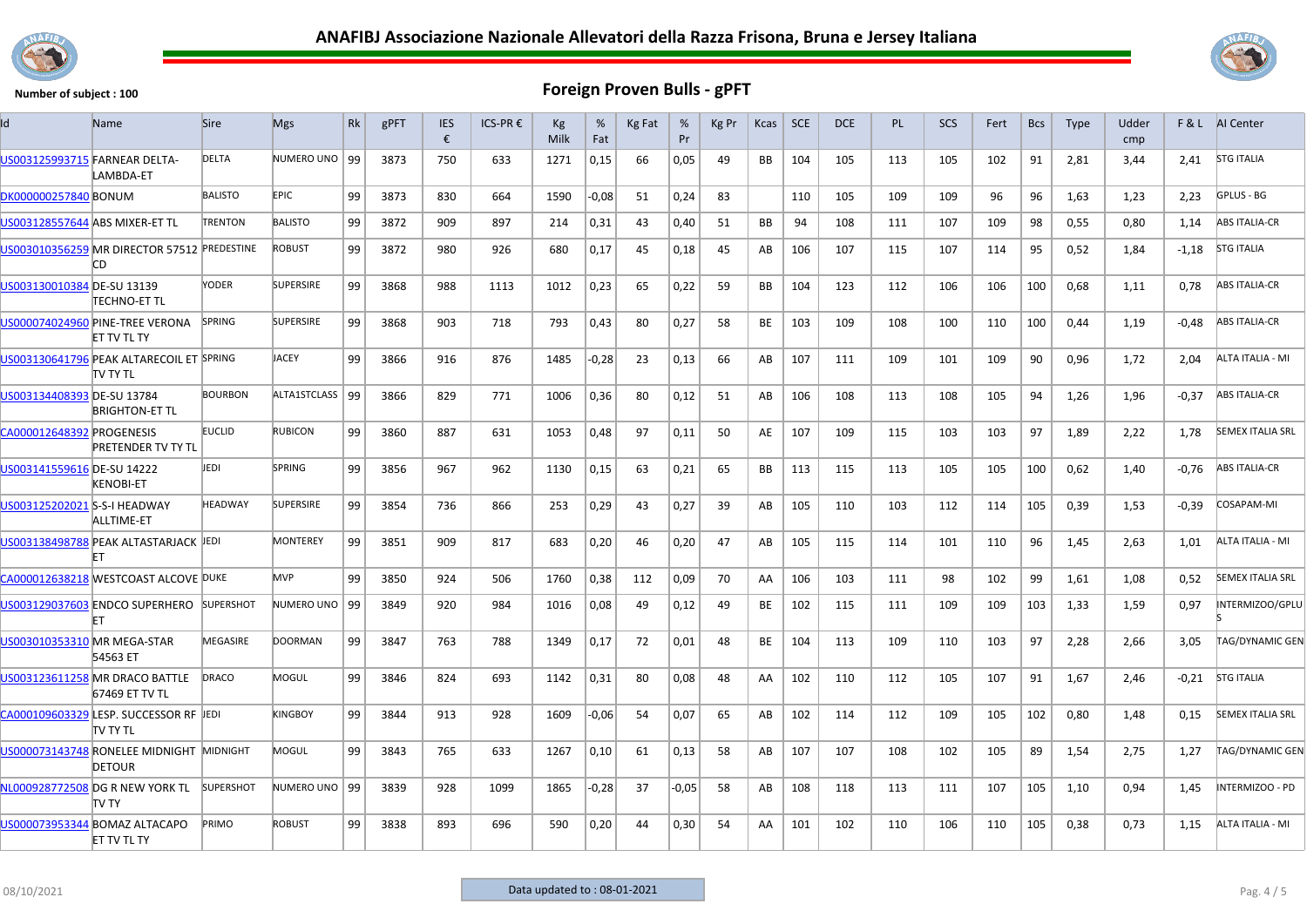# ANAFIBJ Associazione Nazionale Allevatori della Razza Frisona, Bruna e Jersey Italiana

Number of subject : 100

## Foreign Proven Bulls - gPFT

| Id | Name | Sire | Mgs | Rk | gPFT | IES € | ICS-PR € | Kg Milk | % Fat | Kg Fat | % Pr | Kg Pr | Kcas | SCE | DCE | PL | SCS | Fert | Bcs | Type | Udder cmp | F & L | AI Center |
|---|---|---|---|---|---|---|---|---|---|---|---|---|---|---|---|---|---|---|---|---|---|---|---|
| US003125993715 | FARNEAR DELTA-LAMBDA-ET | DELTA | NUMERO UNO | 99 | 3873 | 750 | 633 | 1271 | 0,15 | 66 | 0,05 | 49 | BB | 104 | 105 | 113 | 105 | 102 | 91 | 2,81 | 3,44 | 2,41 | STG ITALIA |
| DK000000257840 | BONUM | BALISTO | EPIC | 99 | 3873 | 830 | 664 | 1590 | -0,08 | 51 | 0,24 | 83 | | 110 | 105 | 109 | 109 | 96 | 96 | 1,63 | 1,23 | 2,23 | GPLUS - BG |
| US003128557644 | ABS MIXER-ET TL | TRENTON | BALISTO | 99 | 3872 | 909 | 897 | 214 | 0,31 | 43 | 0,40 | 51 | BB | 94 | 108 | 111 | 107 | 109 | 98 | 0,55 | 0,80 | 1,14 | ABS ITALIA-CR |
| US003010356259 | MR DIRECTOR 57512 CD | PREDESTINE | ROBUST | 99 | 3872 | 980 | 926 | 680 | 0,17 | 45 | 0,18 | 45 | AB | 106 | 107 | 115 | 107 | 114 | 95 | 0,52 | 1,84 | -1,18 | STG ITALIA |
| US003130010384 | DE-SU 13139 TECHNO-ET TL | YODER | SUPERSIRE | 99 | 3868 | 988 | 1113 | 1012 | 0,23 | 65 | 0,22 | 59 | BB | 104 | 123 | 112 | 106 | 106 | 100 | 0,68 | 1,11 | 0,78 | ABS ITALIA-CR |
| US000074024960 | PINE-TREE VERONA ET TV TL TY | SPRING | SUPERSIRE | 99 | 3868 | 903 | 718 | 793 | 0,43 | 80 | 0,27 | 58 | BE | 103 | 109 | 108 | 100 | 110 | 100 | 0,44 | 1,19 | -0,48 | ABS ITALIA-CR |
| US003130641796 | PEAK ALTARECOIL ET TV TY TL | SPRING | JACEY | 99 | 3866 | 916 | 876 | 1485 | -0,28 | 23 | 0,13 | 66 | AB | 107 | 111 | 109 | 101 | 109 | 90 | 0,96 | 1,72 | 2,04 | ALTA ITALIA - MI |
| US003134408393 | DE-SU 13784 BRIGHTON-ET TL | BOURBON | ALTA1STCLASS | 99 | 3866 | 829 | 771 | 1006 | 0,36 | 80 | 0,12 | 51 | AB | 106 | 108 | 113 | 108 | 105 | 94 | 1,26 | 1,96 | -0,37 | ABS ITALIA-CR |
| CA000012648392 | PROGENESIS PRETENDER TV TY TL | EUCLID | RUBICON | 99 | 3860 | 887 | 631 | 1053 | 0,48 | 97 | 0,11 | 50 | AE | 107 | 109 | 115 | 103 | 103 | 97 | 1,89 | 2,22 | 1,78 | SEMEX ITALIA SRL |
| US003141559616 | DE-SU 14222 KENOBI-ET | JEDI | SPRING | 99 | 3856 | 967 | 962 | 1130 | 0,15 | 63 | 0,21 | 65 | BB | 113 | 115 | 113 | 105 | 105 | 100 | 0,62 | 1,40 | -0,76 | ABS ITALIA-CR |
| US003125202021 | S-S-I HEADWAY ALLTIME-ET | HEADWAY | SUPERSIRE | 99 | 3854 | 736 | 866 | 253 | 0,29 | 43 | 0,27 | 39 | AB | 105 | 110 | 103 | 112 | 114 | 105 | 0,39 | 1,53 | -0,39 | COSAPAM-MI |
| US003138498788 | PEAK ALTASTARJACK ET | JEDI | MONTEREY | 99 | 3851 | 909 | 817 | 683 | 0,20 | 46 | 0,20 | 47 | AB | 105 | 115 | 114 | 101 | 110 | 96 | 1,45 | 2,63 | 1,01 | ALTA ITALIA - MI |
| CA000012638218 | WESTCOAST ALCOVE | DUKE | MVP | 99 | 3850 | 924 | 506 | 1760 | 0,38 | 112 | 0,09 | 70 | AA | 106 | 103 | 111 | 98 | 102 | 99 | 1,61 | 1,08 | 0,52 | SEMEX ITALIA SRL |
| US003129037603 | ENDCO SUPERHERO ET | SUPERSHOT | NUMERO UNO | 99 | 3849 | 920 | 984 | 1016 | 0,08 | 49 | 0,12 | 49 | BE | 102 | 115 | 111 | 109 | 109 | 103 | 1,33 | 1,59 | 0,97 | INTERMIZOO/GPLUS |
| US003010353310 | MR MEGA-STAR 54563 ET | MEGASIRE | DOORMAN | 99 | 3847 | 763 | 788 | 1349 | 0,17 | 72 | 0,01 | 48 | BE | 104 | 113 | 109 | 110 | 103 | 97 | 2,28 | 2,66 | 3,05 | TAG/DYNAMIC GEN |
| US003123611258 | MR DRACO BATTLE 67469 ET TV TL | DRACO | MOGUL | 99 | 3846 | 824 | 693 | 1142 | 0,31 | 80 | 0,08 | 48 | AA | 102 | 110 | 112 | 105 | 107 | 91 | 1,67 | 2,46 | -0,21 | STG ITALIA |
| CA000109603329 | LESP. SUCCESSOR RF TV TY TL | JEDI | KINGBOY | 99 | 3844 | 913 | 928 | 1609 | -0,06 | 54 | 0,07 | 65 | AB | 102 | 114 | 112 | 109 | 105 | 102 | 0,80 | 1,48 | 0,15 | SEMEX ITALIA SRL |
| US000073143748 | RONELEE MIDNIGHT DETOUR | MIDNIGHT | MOGUL | 99 | 3843 | 765 | 633 | 1267 | 0,10 | 61 | 0,13 | 58 | AB | 107 | 107 | 108 | 102 | 105 | 89 | 1,54 | 2,75 | 1,27 | TAG/DYNAMIC GEN |
| NL000928772508 | DG R NEW YORK TL TV TY | SUPERSHOT | NUMERO UNO | 99 | 3839 | 928 | 1099 | 1865 | -0,28 | 37 | -0,05 | 58 | AB | 108 | 118 | 113 | 111 | 107 | 105 | 1,10 | 0,94 | 1,45 | INTERMIZOO - PD |
| US000073953344 | BOMAZ ALTACAPO ET TV TL TY | PRIMO | ROBUST | 99 | 3838 | 893 | 696 | 590 | 0,20 | 44 | 0,30 | 54 | AA | 101 | 102 | 110 | 106 | 110 | 105 | 0,38 | 0,73 | 1,15 | ALTA ITALIA - MI |

08/10/2021

Data updated to : 08-01-2021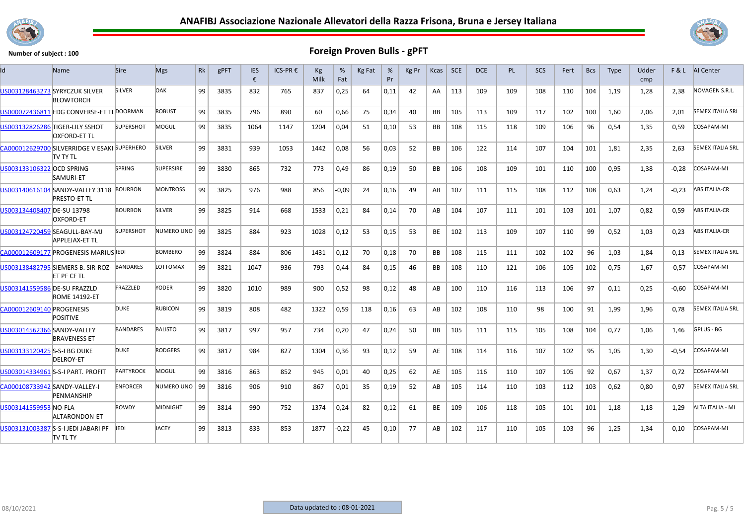# ANAFIBJ Associazione Nazionale Allevatori della Razza Frisona, Bruna e Jersey Italiana

**Number of subject : 100**

## Foreign Proven Bulls - gPFT

| Id | Name | Sire | Mgs | Rk | gPFT | IES € | ICS-PR € | Kg Milk | % Fat | Kg Fat | % Pr | Kg Pr | Kcas | SCE | DCE | PL | SCS | Fert | Bcs | Type | Udder cmp | F & L | AI Center |
|---|---|---|---|---|---|---|---|---|---|---|---|---|---|---|---|---|---|---|---|---|---|---|---|
| US003128463273 | SYRYCZUK SILVER BLOWTORCH | SILVER | OAK | 99 | 3835 | 832 | 765 | 837 | 0,25 | 64 | 0,11 | 42 | AA | 113 | 109 | 109 | 108 | 110 | 104 | 1,19 | 1,28 | 2,38 | NOVAGEN S.R.L. |
| US000072436811 | EDG CONVERSE-ET TL | DOORMAN | ROBUST | 99 | 3835 | 796 | 890 | 60 | 0,66 | 75 | 0,34 | 40 | BB | 105 | 113 | 109 | 117 | 102 | 100 | 1,60 | 2,06 | 2,01 | SEMEX ITALIA SRL |
| US003132826286 | TIGER-LILY SSHOT OXFORD-ET TL | SUPERSHOT | MOGUL | 99 | 3835 | 1064 | 1147 | 1204 | 0,04 | 51 | 0,10 | 53 | BB | 108 | 115 | 118 | 109 | 106 | 96 | 0,54 | 1,35 | 0,59 | COSAPAM-MI |
| CA000012629700 | SILVERRIDGE V ESAKI TV TY TL | SUPERHERO | SILVER | 99 | 3831 | 939 | 1053 | 1442 | 0,08 | 56 | 0,03 | 52 | BB | 106 | 122 | 114 | 107 | 104 | 101 | 1,81 | 2,35 | 2,63 | SEMEX ITALIA SRL |
| US003133106322 | OCD SPRING SAMURI-ET | SPRING | SUPERSIRE | 99 | 3830 | 865 | 732 | 773 | 0,49 | 86 | 0,19 | 50 | BB | 106 | 108 | 109 | 101 | 110 | 100 | 0,95 | 1,38 | -0,28 | COSAPAM-MI |
| US003140616104 | SANDY-VALLEY 3118 PRESTO-ET TL | BOURBON | MONTROSS | 99 | 3825 | 976 | 988 | 856 | -0,09 | 24 | 0,16 | 49 | AB | 107 | 111 | 115 | 108 | 112 | 108 | 0,63 | 1,24 | -0,23 | ABS ITALIA-CR |
| US003134408407 | DE-SU 13798 OXFORD-ET | BOURBON | SILVER | 99 | 3825 | 914 | 668 | 1533 | 0,21 | 84 | 0,14 | 70 | AB | 104 | 107 | 111 | 101 | 103 | 101 | 1,07 | 0,82 | 0,59 | ABS ITALIA-CR |
| US003124720459 | SEAGULL-BAY-MJ APPLEJAX-ET TL | SUPERSHOT | NUMERO UNO | 99 | 3825 | 884 | 923 | 1028 | 0,12 | 53 | 0,15 | 53 | BE | 102 | 113 | 109 | 107 | 110 | 99 | 0,52 | 1,03 | 0,23 | ABS ITALIA-CR |
| CA000012609177 | PROGENESIS MARIUS | JEDI | BOMBERO | 99 | 3824 | 884 | 806 | 1431 | 0,12 | 70 | 0,18 | 70 | BB | 108 | 115 | 111 | 102 | 102 | 96 | 1,03 | 1,84 | 0,13 | SEMEX ITALIA SRL |
| US003138482795 | SIEMERS B. SIR-ROZ-ET PF CF TL | BANDARES | LOTTOMAX | 99 | 3821 | 1047 | 936 | 793 | 0,44 | 84 | 0,15 | 46 | BB | 108 | 110 | 121 | 106 | 105 | 102 | 0,75 | 1,67 | -0,57 | COSAPAM-MI |
| US003141559586 | DE-SU FRAZZLD ROME 14192-ET | FRAZZLED | YODER | 99 | 3820 | 1010 | 989 | 900 | 0,52 | 98 | 0,12 | 48 | AB | 100 | 110 | 116 | 113 | 106 | 97 | 0,11 | 0,25 | -0,60 | COSAPAM-MI |
| CA000012609140 | PROGENESIS POSITIVE | DUKE | RUBICON | 99 | 3819 | 808 | 482 | 1322 | 0,59 | 118 | 0,16 | 63 | AB | 102 | 108 | 110 | 98 | 100 | 91 | 1,99 | 1,96 | 0,78 | SEMEX ITALIA SRL |
| US003014562366 | SANDY-VALLEY BRAVENESS ET | BANDARES | BALISTO | 99 | 3817 | 997 | 957 | 734 | 0,20 | 47 | 0,24 | 50 | BB | 105 | 111 | 115 | 105 | 108 | 104 | 0,77 | 1,06 | 1,46 | GPLUS - BG |
| US003133120425 | S-S-I BG DUKE DELROY-ET | DUKE | RODGERS | 99 | 3817 | 984 | 827 | 1304 | 0,36 | 93 | 0,12 | 59 | AE | 108 | 114 | 116 | 107 | 102 | 95 | 1,05 | 1,30 | -0,54 | COSAPAM-MI |
| US003014334961 | S-S-I PART. PROFIT | PARTYROCK | MOGUL | 99 | 3816 | 863 | 852 | 945 | 0,01 | 40 | 0,25 | 62 | AE | 105 | 116 | 110 | 107 | 105 | 92 | 0,67 | 1,37 | 0,72 | COSAPAM-MI |
| CA000108733942 | SANDY-VALLEY-I PENMANSHIP | ENFORCER | NUMERO UNO | 99 | 3816 | 906 | 910 | 867 | 0,01 | 35 | 0,19 | 52 | AB | 105 | 114 | 110 | 103 | 112 | 103 | 0,62 | 0,80 | 0,97 | SEMEX ITALIA SRL |
| US003141559953 | NO-FLA ALTARONDON-ET | ROWDY | MIDNIGHT | 99 | 3814 | 990 | 752 | 1374 | 0,24 | 82 | 0,12 | 61 | BE | 109 | 106 | 118 | 105 | 101 | 101 | 1,18 | 1,18 | 1,29 | ALTA ITALIA - MI |
| US003131003387 | S-S-I JEDI JABARI PF TV TL TY | JEDI | JACEY | 99 | 3813 | 833 | 853 | 1877 | -0,22 | 45 | 0,10 | 77 | AB | 102 | 117 | 110 | 105 | 103 | 96 | 1,25 | 1,34 | 0,10 | COSAPAM-MI |

08/10/2021

Data updated to : 08-01-2021